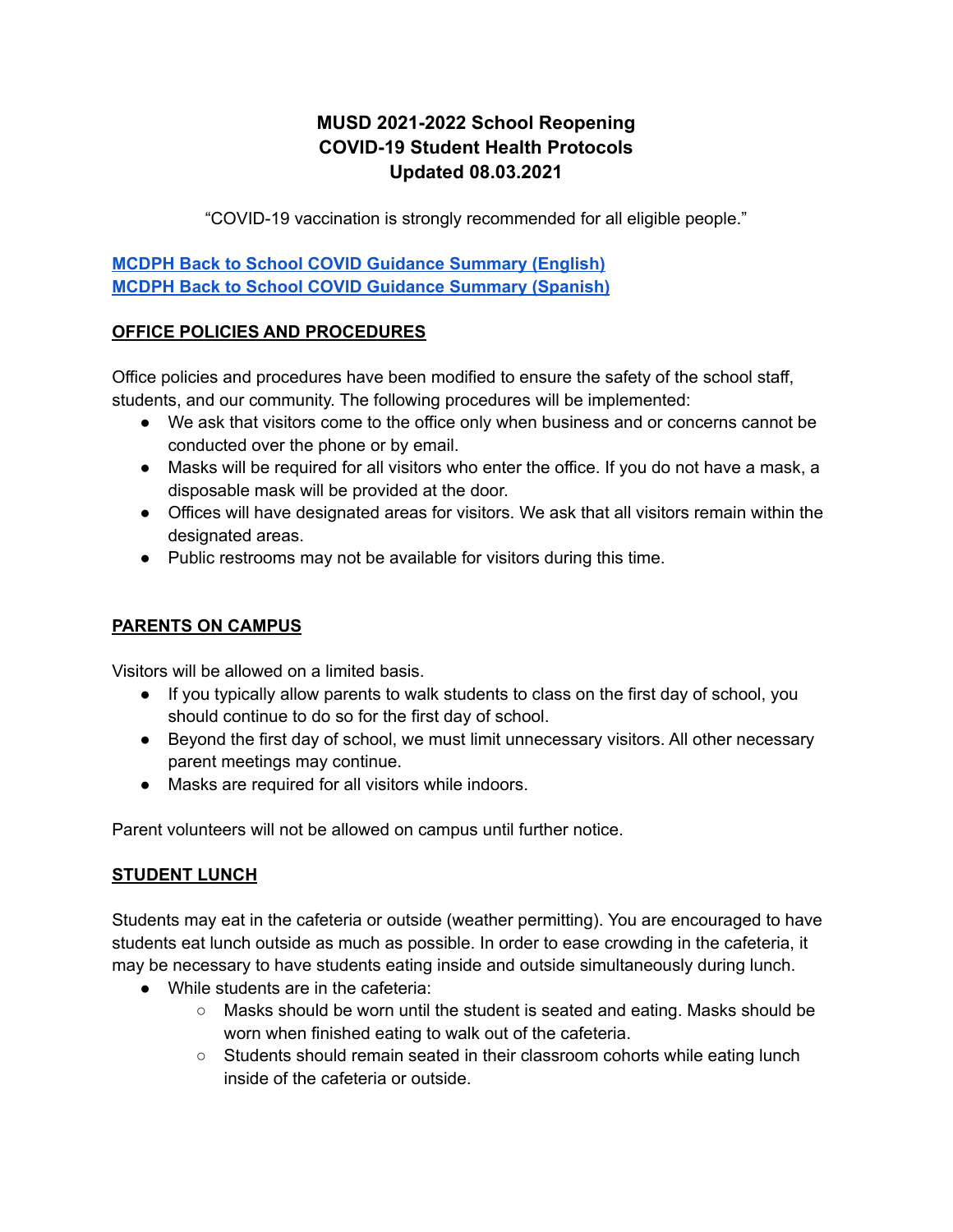# MUSD 2021-2022 School Reopening
# COVID-19 Student Health Protocols
# Updated 08.03.2021

"COVID-19 vaccination is strongly recommended for all eligible people."

**MCDPH Back to School COVID Guidance Summary (English)**
**MCDPH Back to School COVID Guidance Summary (Spanish)**

## OFFICE POLICIES AND PROCEDURES

Office policies and procedures have been modified to ensure the safety of the school staff, students, and our community. The following procedures will be implemented:

- We ask that visitors come to the office only when business and or concerns cannot be conducted over the phone or by email.
- Masks will be required for all visitors who enter the office. If you do not have a mask, a disposable mask will be provided at the door.
- Offices will have designated areas for visitors. We ask that all visitors remain within the designated areas.
- Public restrooms may not be available for visitors during this time.

## PARENTS ON CAMPUS

Visitors will be allowed on a limited basis.

- If you typically allow parents to walk students to class on the first day of school, you should continue to do so for the first day of school.
- Beyond the first day of school, we must limit unnecessary visitors. All other necessary parent meetings may continue.
- Masks are required for all visitors while indoors.

Parent volunteers will not be allowed on campus until further notice.

## STUDENT LUNCH

Students may eat in the cafeteria or outside (weather permitting). You are encouraged to have students eat lunch outside as much as possible. In order to ease crowding in the cafeteria, it may be necessary to have students eating inside and outside simultaneously during lunch.

- While students are in the cafeteria:
  - Masks should be worn until the student is seated and eating. Masks should be worn when finished eating to walk out of the cafeteria.
  - Students should remain seated in their classroom cohorts while eating lunch inside of the cafeteria or outside.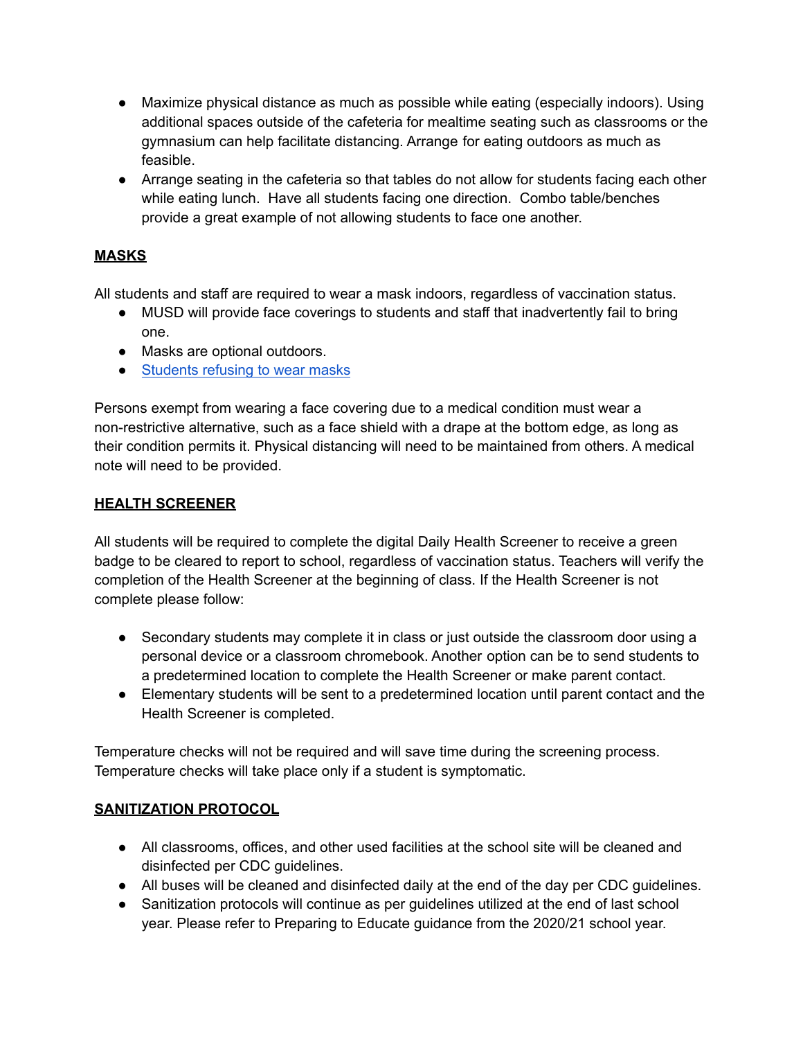- Maximize physical distance as much as possible while eating (especially indoors). Using additional spaces outside of the cafeteria for mealtime seating such as classrooms or the gymnasium can help facilitate distancing. Arrange for eating outdoors as much as feasible.
- Arrange seating in the cafeteria so that tables do not allow for students facing each other while eating lunch. Have all students facing one direction. Combo table/benches provide a great example of not allowing students to face one another.

## MASKS

All students and staff are required to wear a mask indoors, regardless of vaccination status.

- MUSD will provide face coverings to students and staff that inadvertently fail to bring one.
- Masks are optional outdoors.
- Students refusing to wear masks

Persons exempt from wearing a face covering due to a medical condition must wear a non-restrictive alternative, such as a face shield with a drape at the bottom edge, as long as their condition permits it. Physical distancing will need to be maintained from others. A medical note will need to be provided.

## HEALTH SCREENER

All students will be required to complete the digital Daily Health Screener to receive a green badge to be cleared to report to school, regardless of vaccination status. Teachers will verify the completion of the Health Screener at the beginning of class. If the Health Screener is not complete please follow:

- Secondary students may complete it in class or just outside the classroom door using a personal device or a classroom chromebook. Another option can be to send students to a predetermined location to complete the Health Screener or make parent contact.
- Elementary students will be sent to a predetermined location until parent contact and the Health Screener is completed.

Temperature checks will not be required and will save time during the screening process. Temperature checks will take place only if a student is symptomatic.

## SANITIZATION PROTOCOL

- All classrooms, offices, and other used facilities at the school site will be cleaned and disinfected per CDC guidelines.
- All buses will be cleaned and disinfected daily at the end of the day per CDC guidelines.
- Sanitization protocols will continue as per guidelines utilized at the end of last school year. Please refer to Preparing to Educate guidance from the 2020/21 school year.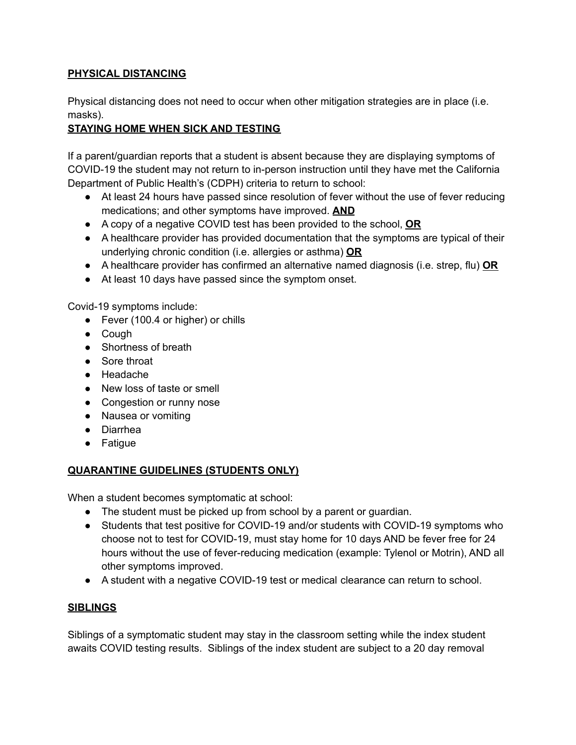## PHYSICAL DISTANCING

Physical distancing does not need to occur when other mitigation strategies are in place (i.e. masks).

## STAYING HOME WHEN SICK AND TESTING

If a parent/guardian reports that a student is absent because they are displaying symptoms of COVID-19 the student may not return to in-person instruction until they have met the California Department of Public Health's (CDPH) criteria to return to school:

- At least 24 hours have passed since resolution of fever without the use of fever reducing medications; and other symptoms have improved. **AND**
- A copy of a negative COVID test has been provided to the school, **OR**
- A healthcare provider has provided documentation that the symptoms are typical of their underlying chronic condition (i.e. allergies or asthma) **OR**
- A healthcare provider has confirmed an alternative named diagnosis (i.e. strep, flu) **OR**
- At least 10 days have passed since the symptom onset.

Covid-19 symptoms include:

- Fever (100.4 or higher) or chills
- Cough
- Shortness of breath
- Sore throat
- Headache
- New loss of taste or smell
- Congestion or runny nose
- Nausea or vomiting
- Diarrhea
- Fatigue

## QUARANTINE GUIDELINES (STUDENTS ONLY)

When a student becomes symptomatic at school:

- The student must be picked up from school by a parent or guardian.
- Students that test positive for COVID-19 and/or students with COVID-19 symptoms who choose not to test for COVID-19, must stay home for 10 days AND be fever free for 24 hours without the use of fever-reducing medication (example: Tylenol or Motrin), AND all other symptoms improved.
- A student with a negative COVID-19 test or medical clearance can return to school.

## SIBLINGS

Siblings of a symptomatic student may stay in the classroom setting while the index student awaits COVID testing results. Siblings of the index student are subject to a 20 day removal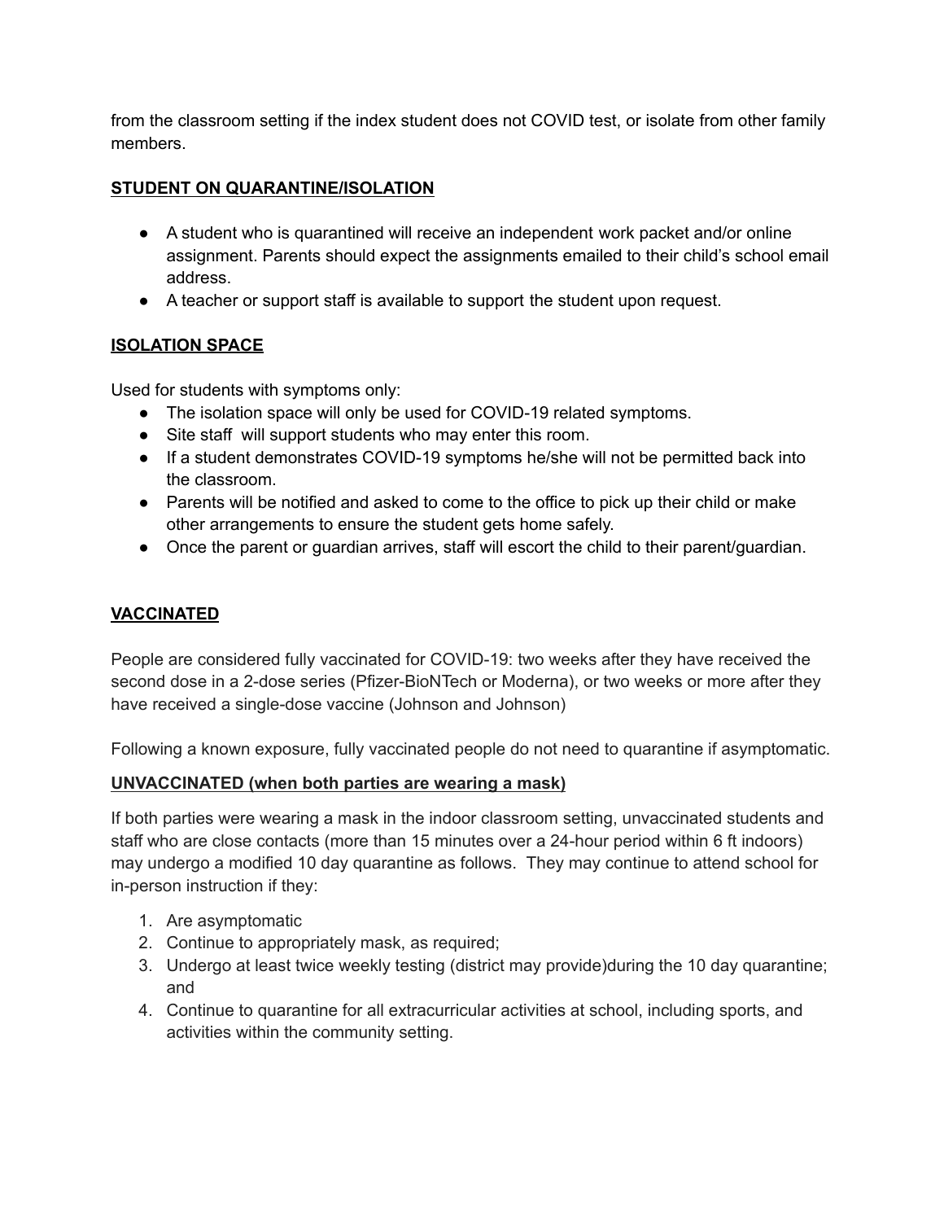from the classroom setting if the index student does not COVID test, or isolate from other family members.

**STUDENT ON QUARANTINE/ISOLATION**

- A student who is quarantined will receive an independent work packet and/or online assignment. Parents should expect the assignments emailed to their child's school email address.
- A teacher or support staff is available to support the student upon request.

**ISOLATION SPACE**

Used for students with symptoms only:

- The isolation space will only be used for COVID-19 related symptoms.
- Site staff will support students who may enter this room.
- If a student demonstrates COVID-19 symptoms he/she will not be permitted back into the classroom.
- Parents will be notified and asked to come to the office to pick up their child or make other arrangements to ensure the student gets home safely.
- Once the parent or guardian arrives, staff will escort the child to their parent/guardian.

**VACCINATED**

People are considered fully vaccinated for COVID-19: two weeks after they have received the second dose in a 2-dose series (Pfizer-BioNTech or Moderna), or two weeks or more after they have received a single-dose vaccine (Johnson and Johnson)

Following a known exposure, fully vaccinated people do not need to quarantine if asymptomatic.

**UNVACCINATED (when both parties are wearing a mask)**

If both parties were wearing a mask in the indoor classroom setting, unvaccinated students and staff who are close contacts (more than 15 minutes over a 24-hour period within 6 ft indoors) may undergo a modified 10 day quarantine as follows. They may continue to attend school for in-person instruction if they:

1. Are asymptomatic
2. Continue to appropriately mask, as required;
3. Undergo at least twice weekly testing (district may provide)during the 10 day quarantine; and
4. Continue to quarantine for all extracurricular activities at school, including sports, and activities within the community setting.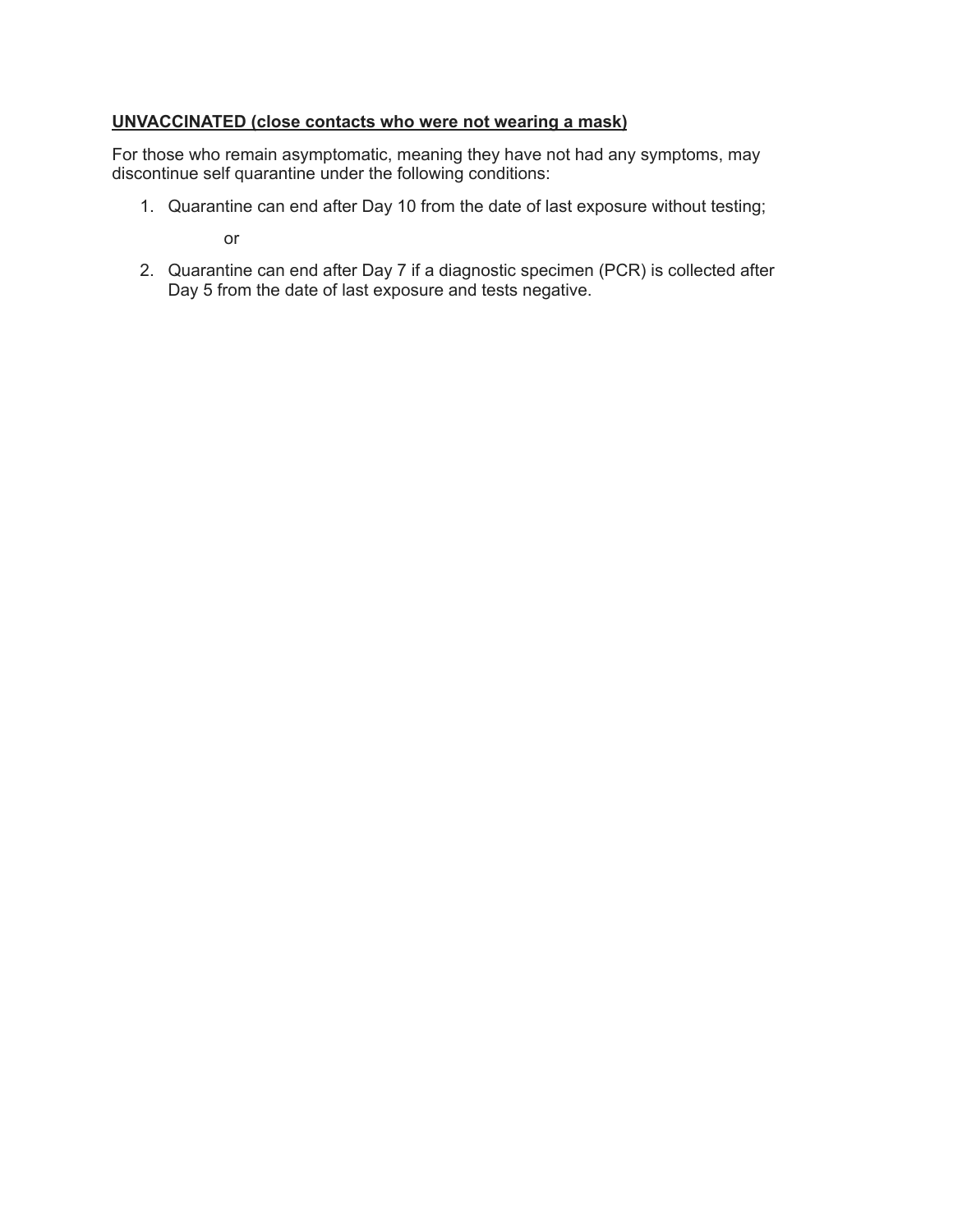**UNVACCINATED (close contacts who were not wearing a mask)**

For those who remain asymptomatic, meaning they have not had any symptoms, may discontinue self quarantine under the following conditions:

1. Quarantine can end after Day 10 from the date of last exposure without testing;

   or

2. Quarantine can end after Day 7 if a diagnostic specimen (PCR) is collected after Day 5 from the date of last exposure and tests negative.